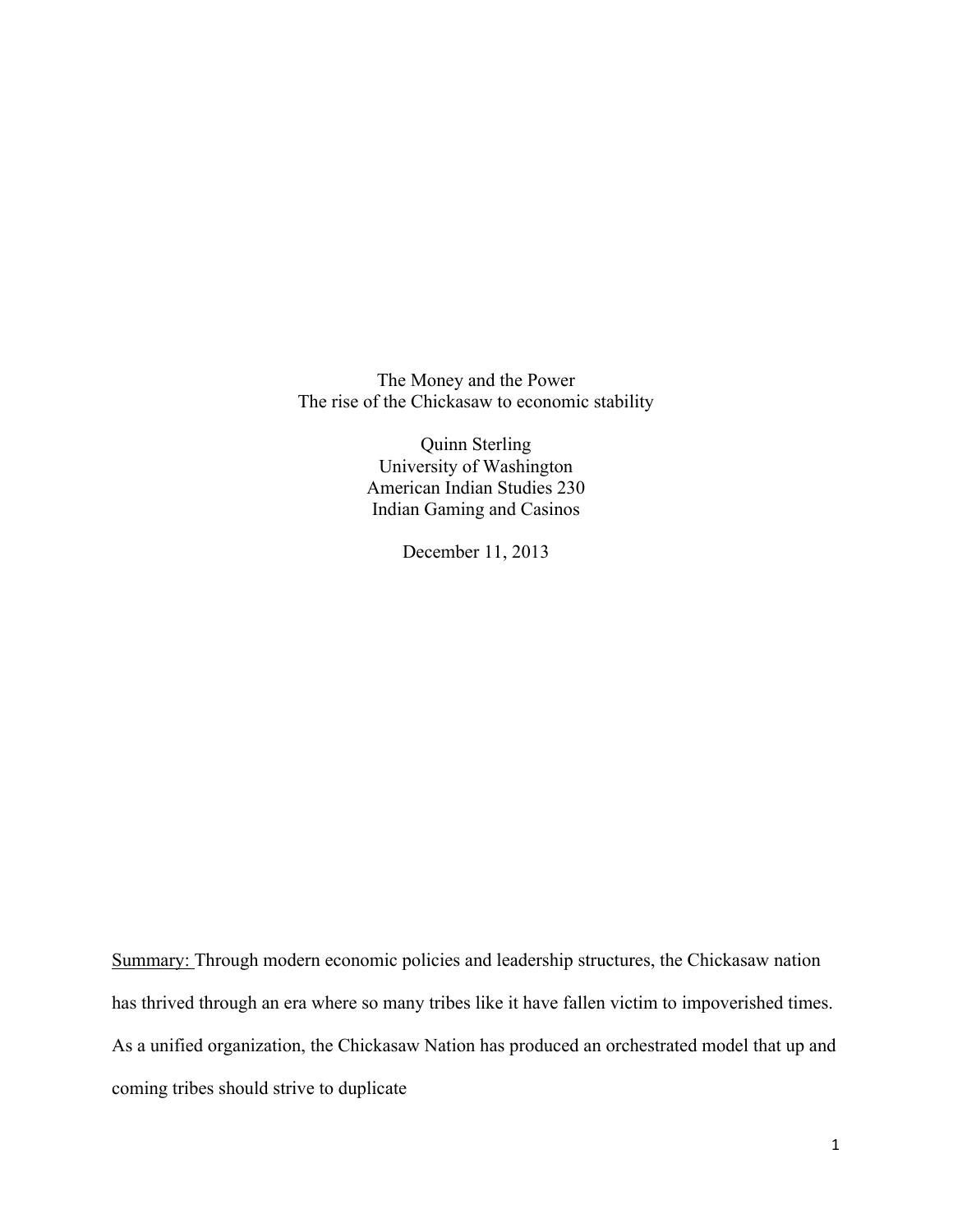# The Money and the Power

## The rise of the Chickasaw to economic stability

Quinn Sterling
University of Washington
American Indian Studies 230
Indian Gaming and Casinos

December 11, 2013

Summary: Through modern economic policies and leadership structures, the Chickasaw nation has thrived through an era where so many tribes like it have fallen victim to impoverished times. As a unified organization, the Chickasaw Nation has produced an orchestrated model that up and coming tribes should strive to duplicate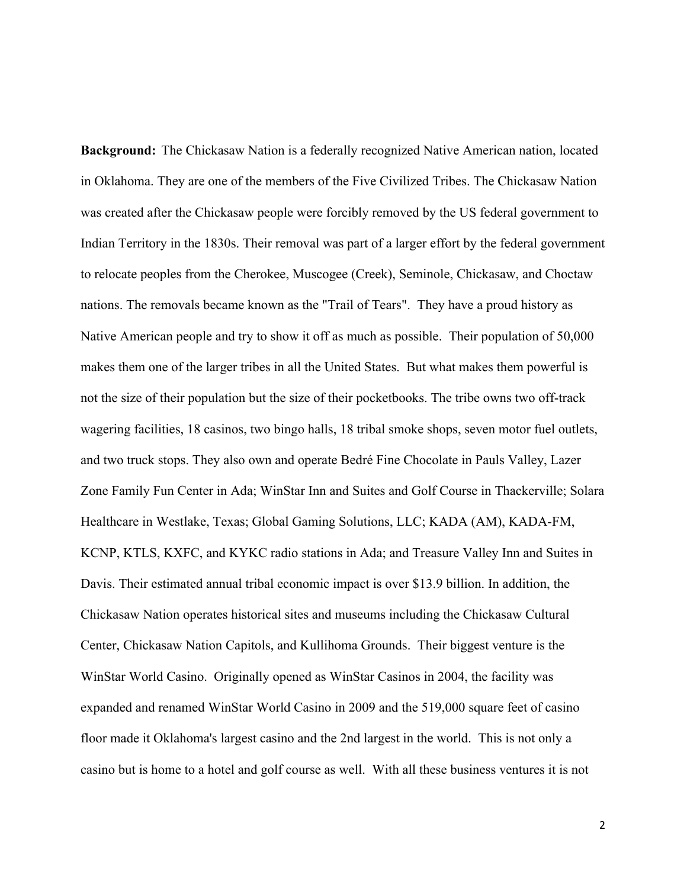**Background:** The Chickasaw Nation is a federally recognized Native American nation, located in Oklahoma. They are one of the members of the Five Civilized Tribes. The Chickasaw Nation was created after the Chickasaw people were forcibly removed by the US federal government to Indian Territory in the 1830s. Their removal was part of a larger effort by the federal government to relocate peoples from the Cherokee, Muscogee (Creek), Seminole, Chickasaw, and Choctaw nations. The removals became known as the "Trail of Tears". They have a proud history as Native American people and try to show it off as much as possible. Their population of 50,000 makes them one of the larger tribes in all the United States. But what makes them powerful is not the size of their population but the size of their pocketbooks. The tribe owns two off-track wagering facilities, 18 casinos, two bingo halls, 18 tribal smoke shops, seven motor fuel outlets, and two truck stops. They also own and operate Bedré Fine Chocolate in Pauls Valley, Lazer Zone Family Fun Center in Ada; WinStar Inn and Suites and Golf Course in Thackerville; Solara Healthcare in Westlake, Texas; Global Gaming Solutions, LLC; KADA (AM), KADA-FM, KCNP, KTLS, KXFC, and KYKC radio stations in Ada; and Treasure Valley Inn and Suites in Davis. Their estimated annual tribal economic impact is over $13.9 billion. In addition, the Chickasaw Nation operates historical sites and museums including the Chickasaw Cultural Center, Chickasaw Nation Capitols, and Kullihoma Grounds. Their biggest venture is the WinStar World Casino. Originally opened as WinStar Casinos in 2004, the facility was expanded and renamed WinStar World Casino in 2009 and the 519,000 square feet of casino floor made it Oklahoma's largest casino and the 2nd largest in the world. This is not only a casino but is home to a hotel and golf course as well. With all these business ventures it is not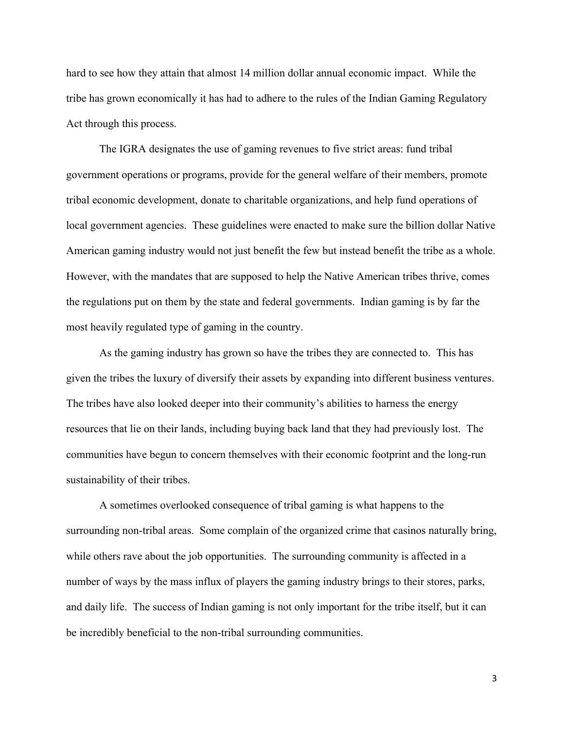hard to see how they attain that almost 14 million dollar annual economic impact. While the tribe has grown economically it has had to adhere to the rules of the Indian Gaming Regulatory Act through this process.

The IGRA designates the use of gaming revenues to five strict areas: fund tribal government operations or programs, provide for the general welfare of their members, promote tribal economic development, donate to charitable organizations, and help fund operations of local government agencies. These guidelines were enacted to make sure the billion dollar Native American gaming industry would not just benefit the few but instead benefit the tribe as a whole. However, with the mandates that are supposed to help the Native American tribes thrive, comes the regulations put on them by the state and federal governments. Indian gaming is by far the most heavily regulated type of gaming in the country.

As the gaming industry has grown so have the tribes they are connected to. This has given the tribes the luxury of diversify their assets by expanding into different business ventures. The tribes have also looked deeper into their community's abilities to harness the energy resources that lie on their lands, including buying back land that they had previously lost. The communities have begun to concern themselves with their economic footprint and the long-run sustainability of their tribes.

A sometimes overlooked consequence of tribal gaming is what happens to the surrounding non-tribal areas. Some complain of the organized crime that casinos naturally bring, while others rave about the job opportunities. The surrounding community is affected in a number of ways by the mass influx of players the gaming industry brings to their stores, parks, and daily life. The success of Indian gaming is not only important for the tribe itself, but it can be incredibly beneficial to the non-tribal surrounding communities.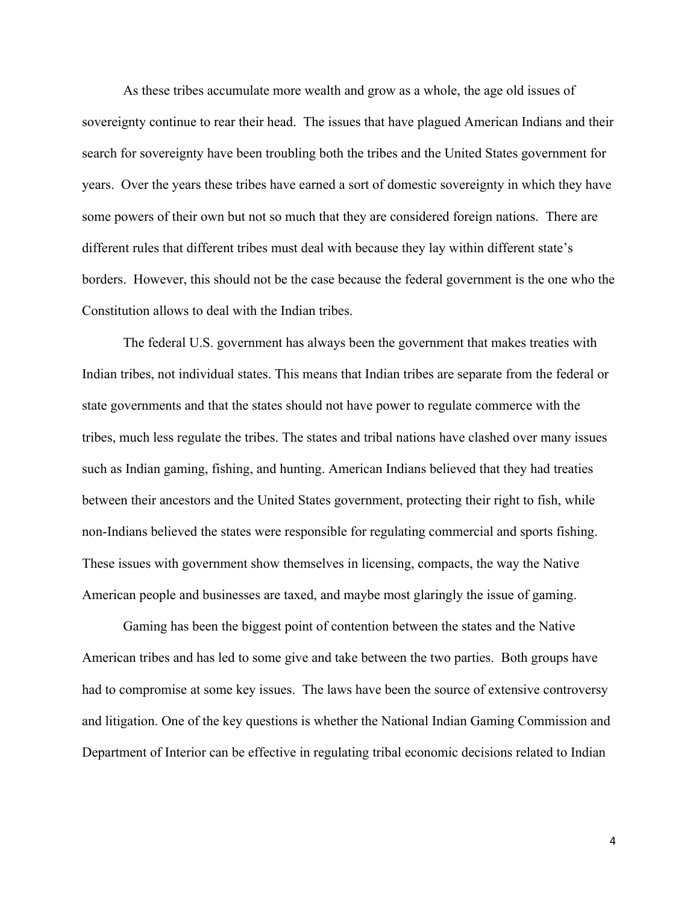As these tribes accumulate more wealth and grow as a whole, the age old issues of sovereignty continue to rear their head. The issues that have plagued American Indians and their search for sovereignty have been troubling both the tribes and the United States government for years. Over the years these tribes have earned a sort of domestic sovereignty in which they have some powers of their own but not so much that they are considered foreign nations. There are different rules that different tribes must deal with because they lay within different state's borders. However, this should not be the case because the federal government is the one who the Constitution allows to deal with the Indian tribes.

The federal U.S. government has always been the government that makes treaties with Indian tribes, not individual states. This means that Indian tribes are separate from the federal or state governments and that the states should not have power to regulate commerce with the tribes, much less regulate the tribes. The states and tribal nations have clashed over many issues such as Indian gaming, fishing, and hunting. American Indians believed that they had treaties between their ancestors and the United States government, protecting their right to fish, while non-Indians believed the states were responsible for regulating commercial and sports fishing. These issues with government show themselves in licensing, compacts, the way the Native American people and businesses are taxed, and maybe most glaringly the issue of gaming.

Gaming has been the biggest point of contention between the states and the Native American tribes and has led to some give and take between the two parties. Both groups have had to compromise at some key issues. The laws have been the source of extensive controversy and litigation. One of the key questions is whether the National Indian Gaming Commission and Department of Interior can be effective in regulating tribal economic decisions related to Indian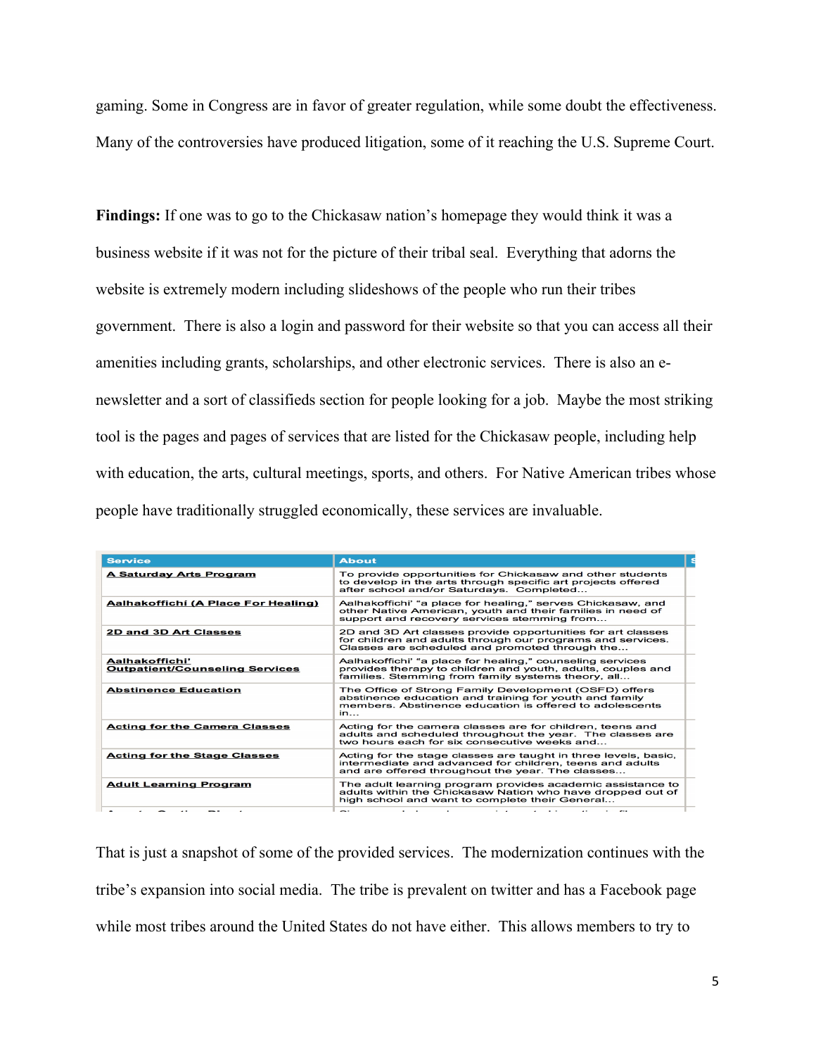gaming. Some in Congress are in favor of greater regulation, while some doubt the effectiveness. Many of the controversies have produced litigation, some of it reaching the U.S. Supreme Court.

**Findings:** If one was to go to the Chickasaw nation's homepage they would think it was a business website if it was not for the picture of their tribal seal. Everything that adorns the website is extremely modern including slideshows of the people who run their tribes government. There is also a login and password for their website so that you can access all their amenities including grants, scholarships, and other electronic services. There is also an e-newsletter and a sort of classifieds section for people looking for a job. Maybe the most striking tool is the pages and pages of services that are listed for the Chickasaw people, including help with education, the arts, cultural meetings, sports, and others. For Native American tribes whose people have traditionally struggled economically, these services are invaluable.

| Service | About |
|---|---|
| A Saturday Arts Program | To provide opportunities for Chickasaw and other students to develop in the arts through specific art projects offered after school and/or Saturdays. Completed... |
| Aalhakoffichi (A Place For Healing) | Aalhakoffichi' "a place for healing," serves Chickasaw, and other Native American, youth and their families in need of support and recovery services stemming from... |
| 2D and 3D Art Classes | 2D and 3D Art classes provide opportunities for art classes for children and adults through our programs and services. Classes are scheduled and promoted through the... |
| Aalhakoffichi' Outpatient/Counseling Services | Aalhakoffichi' "a place for healing," counseling services provides therapy to children and youth, adults, couples and families. Stemming from family systems theory, all... |
| Abstinence Education | The Office of Strong Family Development (OSFD) offers abstinence education and training for youth and family members. Abstinence education is offered to adolescents in... |
| Acting for the Camera Classes | Acting for the camera classes are for children, teens and adults and scheduled throughout the year. The classes are two hours each for six consecutive weeks and... |
| Acting for the Stage Classes | Acting for the stage classes are taught in three levels, basic, intermediate and advanced for children, teens and adults and are offered throughout the year. The classes... |
| Adult Learning Program | The adult learning program provides academic assistance to adults within the Chickasaw Nation who have dropped out of high school and want to complete their General... |

That is just a snapshot of some of the provided services. The modernization continues with the tribe's expansion into social media. The tribe is prevalent on twitter and has a Facebook page while most tribes around the United States do not have either. This allows members to try to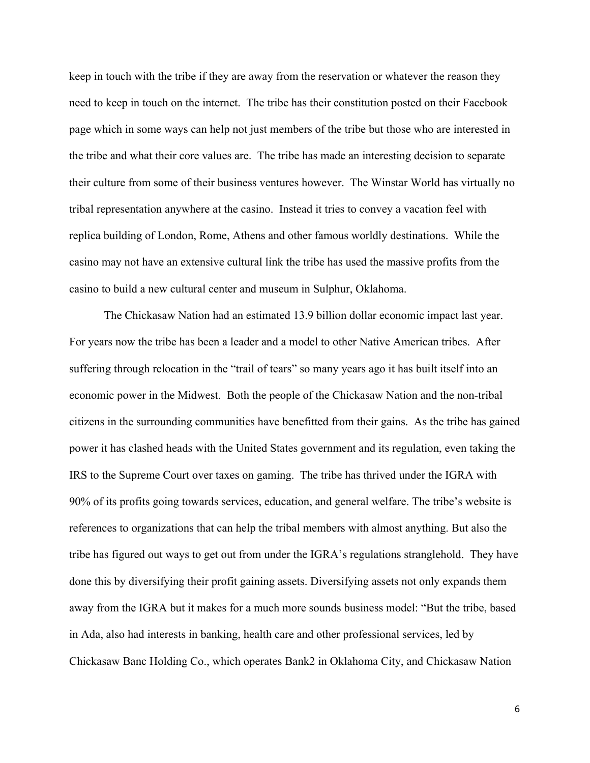keep in touch with the tribe if they are away from the reservation or whatever the reason they need to keep in touch on the internet. The tribe has their constitution posted on their Facebook page which in some ways can help not just members of the tribe but those who are interested in the tribe and what their core values are. The tribe has made an interesting decision to separate their culture from some of their business ventures however. The Winstar World has virtually no tribal representation anywhere at the casino. Instead it tries to convey a vacation feel with replica building of London, Rome, Athens and other famous worldly destinations. While the casino may not have an extensive cultural link the tribe has used the massive profits from the casino to build a new cultural center and museum in Sulphur, Oklahoma.

The Chickasaw Nation had an estimated 13.9 billion dollar economic impact last year. For years now the tribe has been a leader and a model to other Native American tribes. After suffering through relocation in the "trail of tears" so many years ago it has built itself into an economic power in the Midwest. Both the people of the Chickasaw Nation and the non-tribal citizens in the surrounding communities have benefitted from their gains. As the tribe has gained power it has clashed heads with the United States government and its regulation, even taking the IRS to the Supreme Court over taxes on gaming. The tribe has thrived under the IGRA with 90% of its profits going towards services, education, and general welfare. The tribe's website is references to organizations that can help the tribal members with almost anything. But also the tribe has figured out ways to get out from under the IGRA's regulations stranglehold. They have done this by diversifying their profit gaining assets. Diversifying assets not only expands them away from the IGRA but it makes for a much more sounds business model: "But the tribe, based in Ada, also had interests in banking, health care and other professional services, led by Chickasaw Banc Holding Co., which operates Bank2 in Oklahoma City, and Chickasaw Nation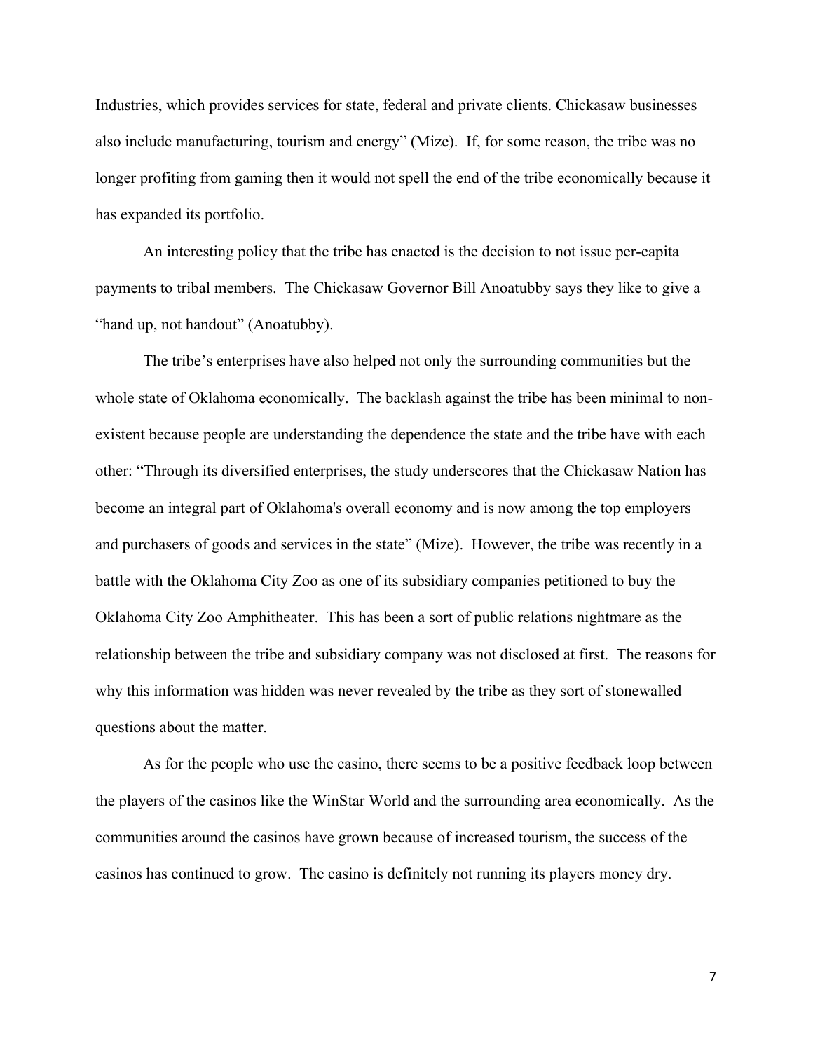Industries, which provides services for state, federal and private clients. Chickasaw businesses also include manufacturing, tourism and energy" (Mize). If, for some reason, the tribe was no longer profiting from gaming then it would not spell the end of the tribe economically because it has expanded its portfolio.

An interesting policy that the tribe has enacted is the decision to not issue per-capita payments to tribal members. The Chickasaw Governor Bill Anoatubby says they like to give a "hand up, not handout" (Anoatubby).

The tribe's enterprises have also helped not only the surrounding communities but the whole state of Oklahoma economically. The backlash against the tribe has been minimal to non-existent because people are understanding the dependence the state and the tribe have with each other: "Through its diversified enterprises, the study underscores that the Chickasaw Nation has become an integral part of Oklahoma's overall economy and is now among the top employers and purchasers of goods and services in the state" (Mize). However, the tribe was recently in a battle with the Oklahoma City Zoo as one of its subsidiary companies petitioned to buy the Oklahoma City Zoo Amphitheater. This has been a sort of public relations nightmare as the relationship between the tribe and subsidiary company was not disclosed at first. The reasons for why this information was hidden was never revealed by the tribe as they sort of stonewalled questions about the matter.

As for the people who use the casino, there seems to be a positive feedback loop between the players of the casinos like the WinStar World and the surrounding area economically. As the communities around the casinos have grown because of increased tourism, the success of the casinos has continued to grow. The casino is definitely not running its players money dry.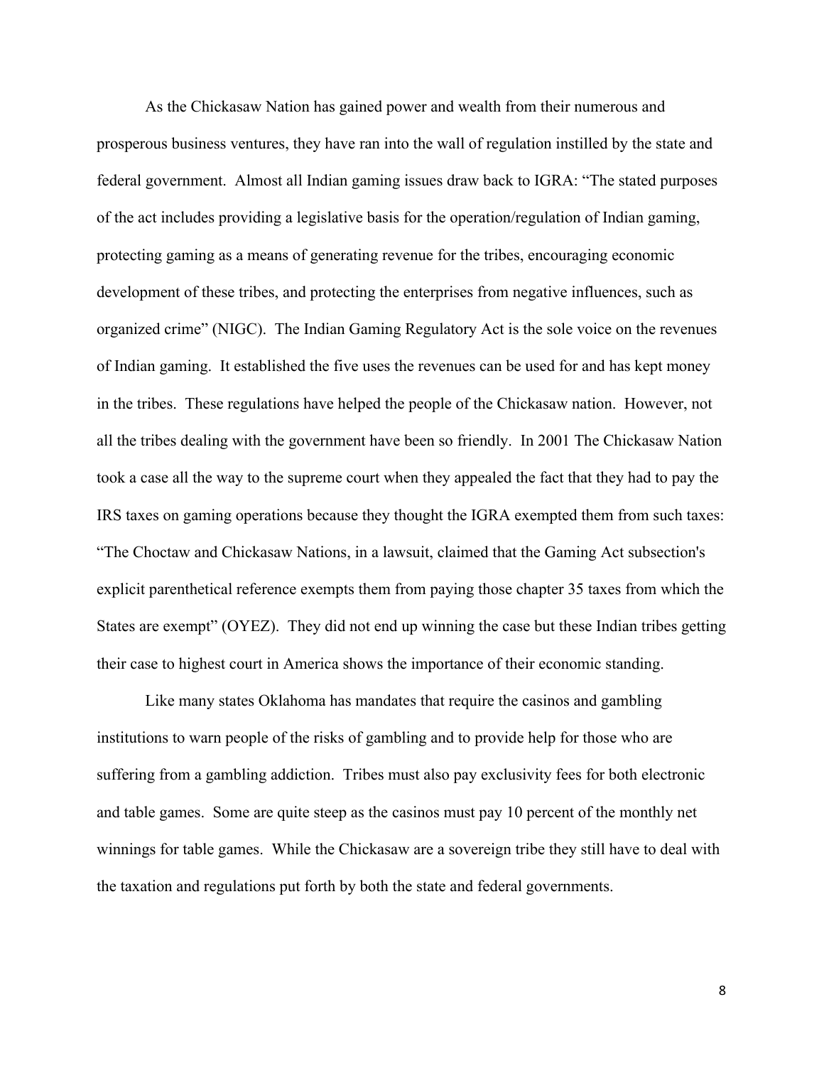As the Chickasaw Nation has gained power and wealth from their numerous and prosperous business ventures, they have ran into the wall of regulation instilled by the state and federal government. Almost all Indian gaming issues draw back to IGRA: "The stated purposes of the act includes providing a legislative basis for the operation/regulation of Indian gaming, protecting gaming as a means of generating revenue for the tribes, encouraging economic development of these tribes, and protecting the enterprises from negative influences, such as organized crime" (NIGC). The Indian Gaming Regulatory Act is the sole voice on the revenues of Indian gaming. It established the five uses the revenues can be used for and has kept money in the tribes. These regulations have helped the people of the Chickasaw nation. However, not all the tribes dealing with the government have been so friendly. In 2001 The Chickasaw Nation took a case all the way to the supreme court when they appealed the fact that they had to pay the IRS taxes on gaming operations because they thought the IGRA exempted them from such taxes: "The Choctaw and Chickasaw Nations, in a lawsuit, claimed that the Gaming Act subsection's explicit parenthetical reference exempts them from paying those chapter 35 taxes from which the States are exempt" (OYEZ). They did not end up winning the case but these Indian tribes getting their case to highest court in America shows the importance of their economic standing.

Like many states Oklahoma has mandates that require the casinos and gambling institutions to warn people of the risks of gambling and to provide help for those who are suffering from a gambling addiction. Tribes must also pay exclusivity fees for both electronic and table games. Some are quite steep as the casinos must pay 10 percent of the monthly net winnings for table games. While the Chickasaw are a sovereign tribe they still have to deal with the taxation and regulations put forth by both the state and federal governments.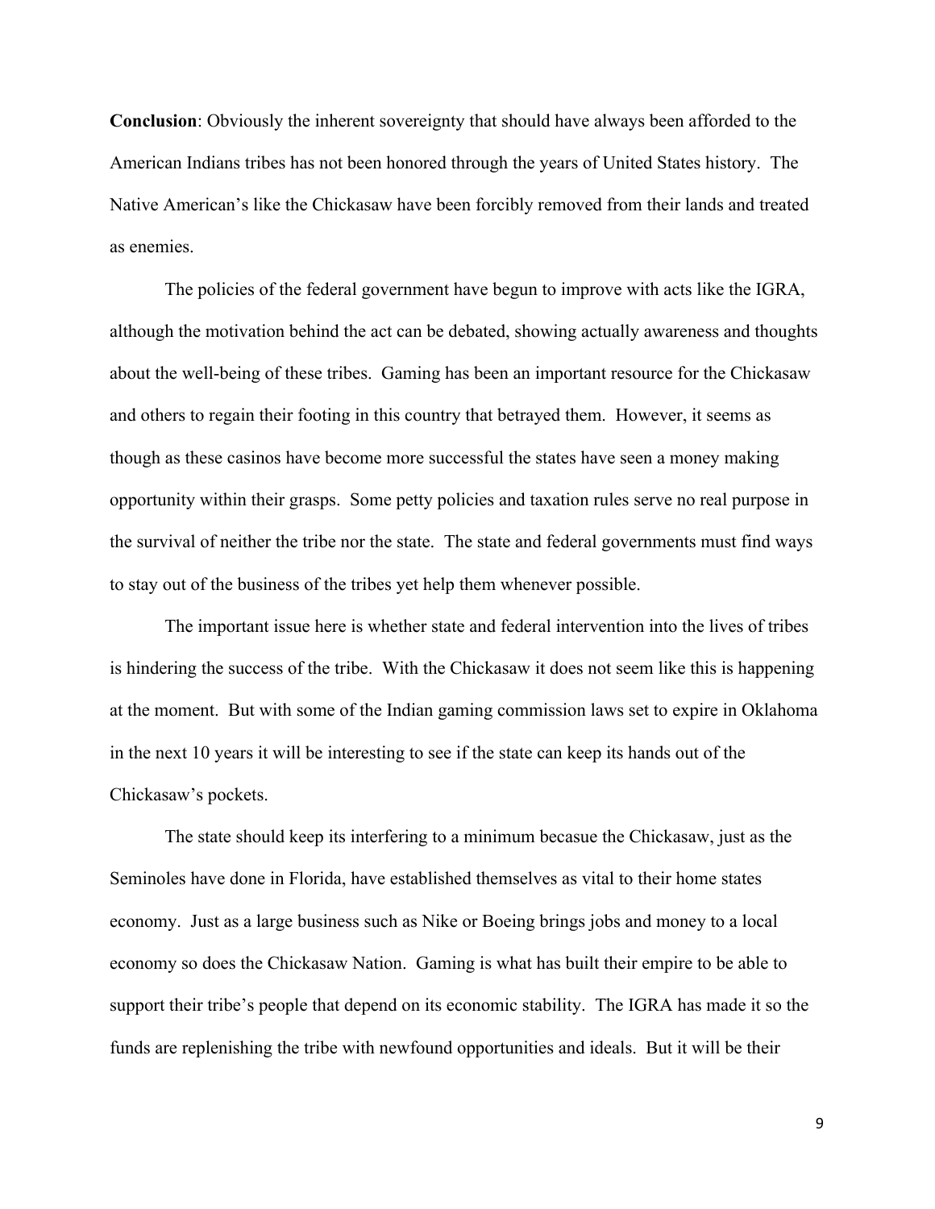**Conclusion**: Obviously the inherent sovereignty that should have always been afforded to the American Indians tribes has not been honored through the years of United States history. The Native American's like the Chickasaw have been forcibly removed from their lands and treated as enemies.

The policies of the federal government have begun to improve with acts like the IGRA, although the motivation behind the act can be debated, showing actually awareness and thoughts about the well-being of these tribes. Gaming has been an important resource for the Chickasaw and others to regain their footing in this country that betrayed them. However, it seems as though as these casinos have become more successful the states have seen a money making opportunity within their grasps. Some petty policies and taxation rules serve no real purpose in the survival of neither the tribe nor the state. The state and federal governments must find ways to stay out of the business of the tribes yet help them whenever possible.

The important issue here is whether state and federal intervention into the lives of tribes is hindering the success of the tribe. With the Chickasaw it does not seem like this is happening at the moment. But with some of the Indian gaming commission laws set to expire in Oklahoma in the next 10 years it will be interesting to see if the state can keep its hands out of the Chickasaw's pockets.

The state should keep its interfering to a minimum becasue the Chickasaw, just as the Seminoles have done in Florida, have established themselves as vital to their home states economy. Just as a large business such as Nike or Boeing brings jobs and money to a local economy so does the Chickasaw Nation. Gaming is what has built their empire to be able to support their tribe's people that depend on its economic stability. The IGRA has made it so the funds are replenishing the tribe with newfound opportunities and ideals. But it will be their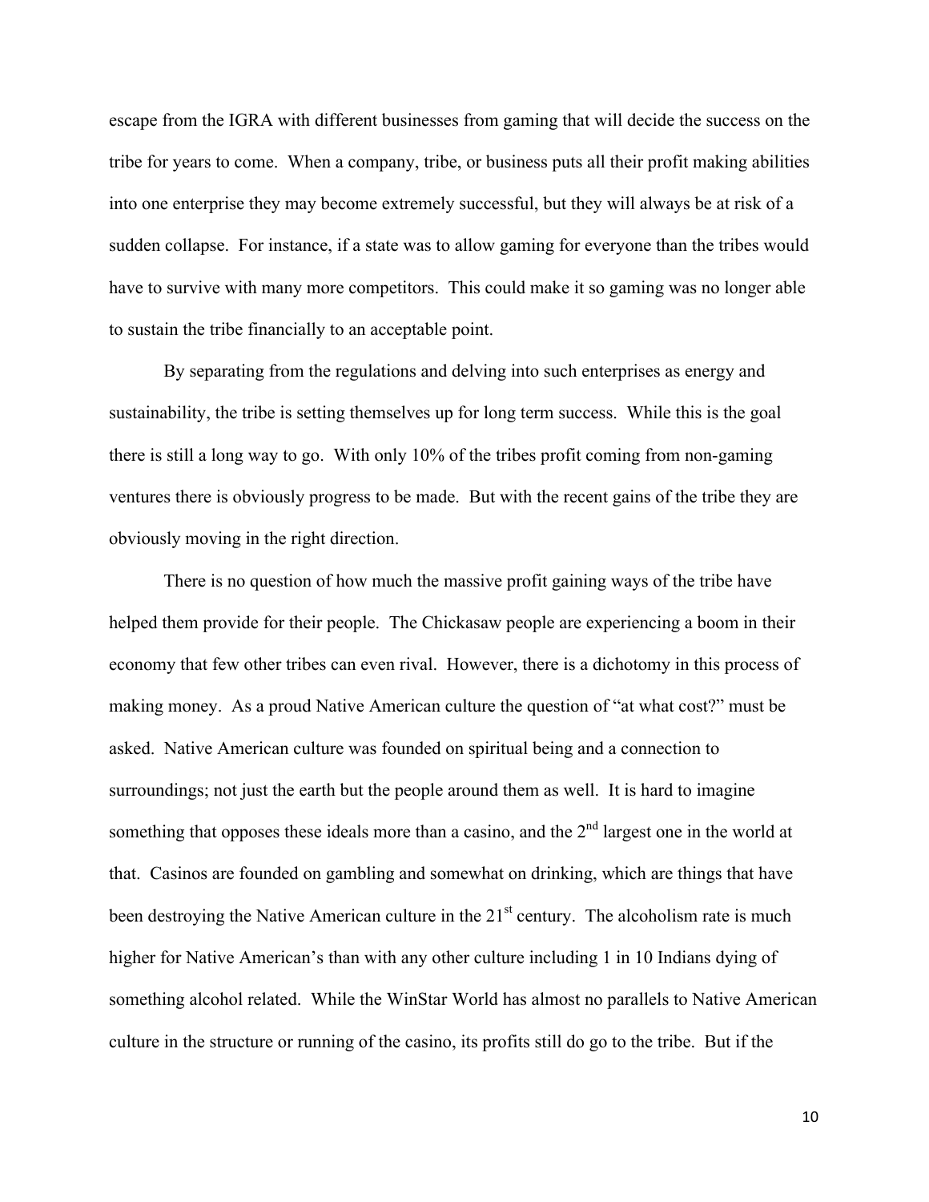escape from the IGRA with different businesses from gaming that will decide the success on the tribe for years to come. When a company, tribe, or business puts all their profit making abilities into one enterprise they may become extremely successful, but they will always be at risk of a sudden collapse. For instance, if a state was to allow gaming for everyone than the tribes would have to survive with many more competitors. This could make it so gaming was no longer able to sustain the tribe financially to an acceptable point.

By separating from the regulations and delving into such enterprises as energy and sustainability, the tribe is setting themselves up for long term success. While this is the goal there is still a long way to go. With only 10% of the tribes profit coming from non-gaming ventures there is obviously progress to be made. But with the recent gains of the tribe they are obviously moving in the right direction.

There is no question of how much the massive profit gaining ways of the tribe have helped them provide for their people. The Chickasaw people are experiencing a boom in their economy that few other tribes can even rival. However, there is a dichotomy in this process of making money. As a proud Native American culture the question of "at what cost?" must be asked. Native American culture was founded on spiritual being and a connection to surroundings; not just the earth but the people around them as well. It is hard to imagine something that opposes these ideals more than a casino, and the 2nd largest one in the world at that. Casinos are founded on gambling and somewhat on drinking, which are things that have been destroying the Native American culture in the 21st century. The alcoholism rate is much higher for Native American's than with any other culture including 1 in 10 Indians dying of something alcohol related. While the WinStar World has almost no parallels to Native American culture in the structure or running of the casino, its profits still do go to the tribe. But if the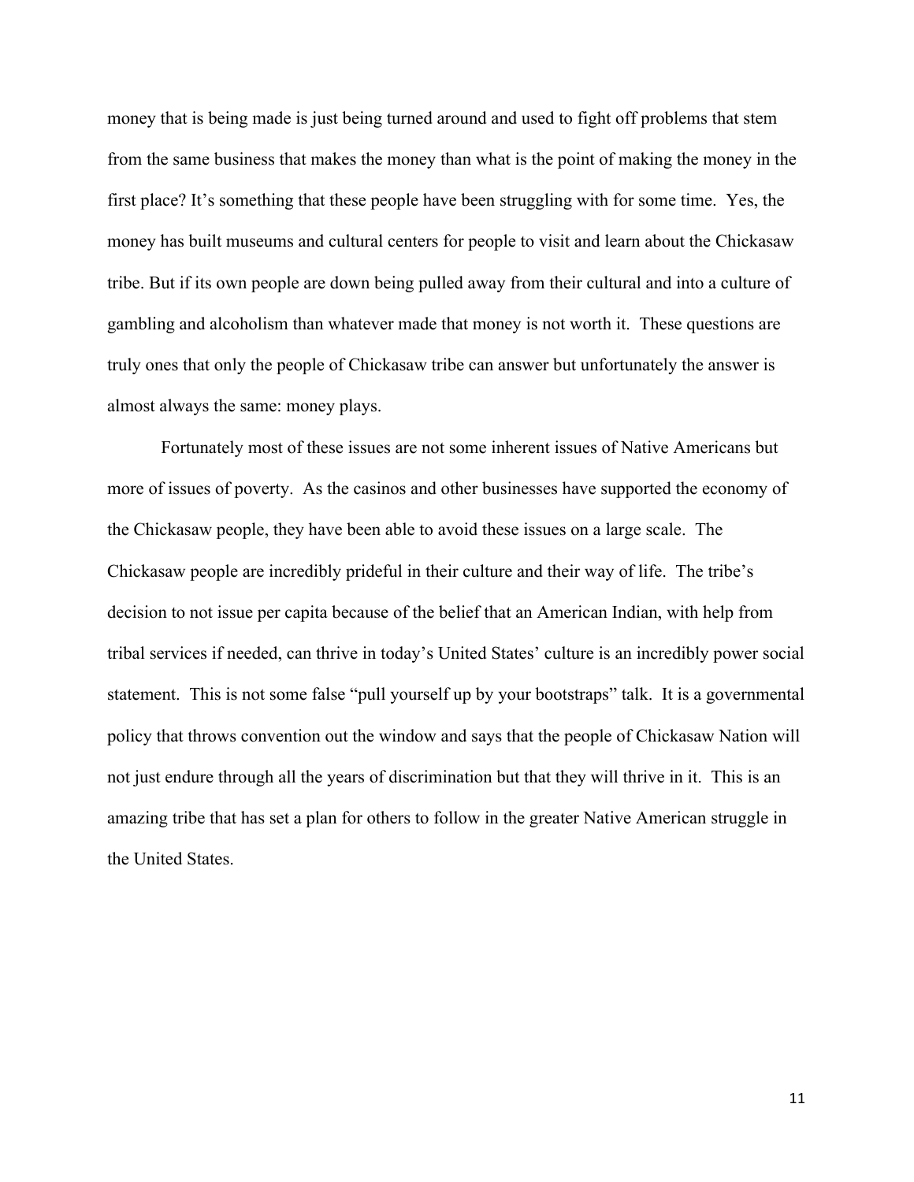money that is being made is just being turned around and used to fight off problems that stem from the same business that makes the money than what is the point of making the money in the first place? It's something that these people have been struggling with for some time. Yes, the money has built museums and cultural centers for people to visit and learn about the Chickasaw tribe. But if its own people are down being pulled away from their cultural and into a culture of gambling and alcoholism than whatever made that money is not worth it. These questions are truly ones that only the people of Chickasaw tribe can answer but unfortunately the answer is almost always the same: money plays.

Fortunately most of these issues are not some inherent issues of Native Americans but more of issues of poverty. As the casinos and other businesses have supported the economy of the Chickasaw people, they have been able to avoid these issues on a large scale. The Chickasaw people are incredibly prideful in their culture and their way of life. The tribe's decision to not issue per capita because of the belief that an American Indian, with help from tribal services if needed, can thrive in today's United States' culture is an incredibly power social statement. This is not some false "pull yourself up by your bootstraps" talk. It is a governmental policy that throws convention out the window and says that the people of Chickasaw Nation will not just endure through all the years of discrimination but that they will thrive in it. This is an amazing tribe that has set a plan for others to follow in the greater Native American struggle in the United States.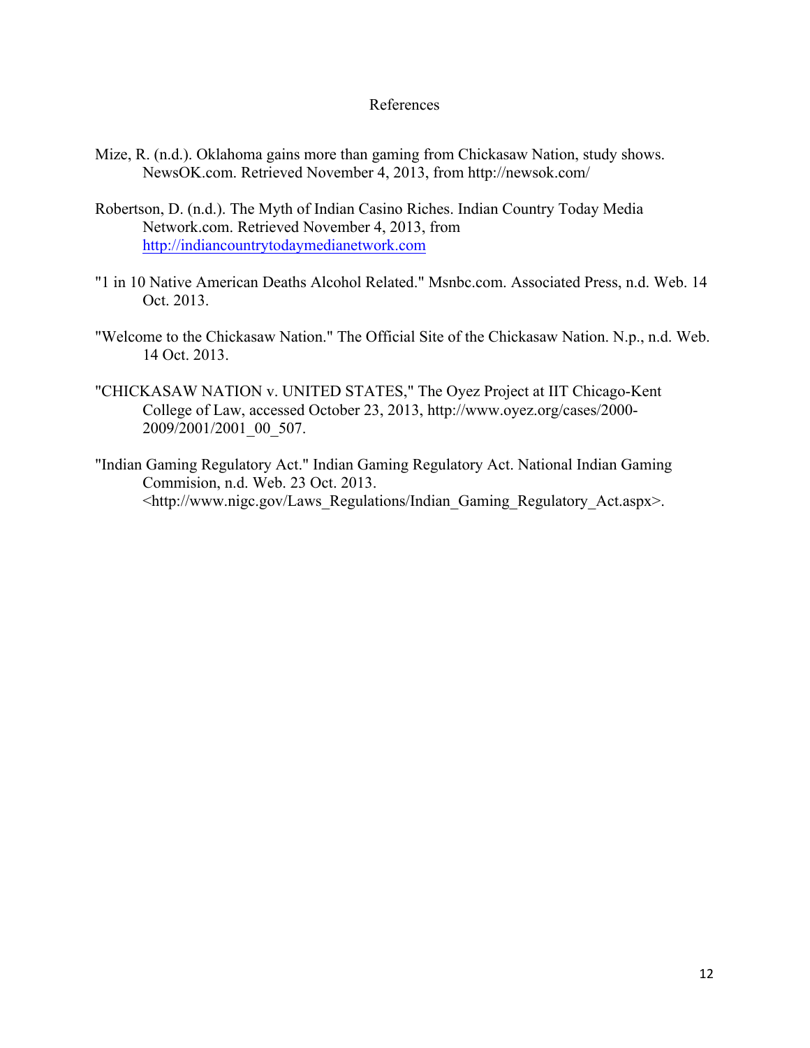# References

Mize, R. (n.d.). Oklahoma gains more than gaming from Chickasaw Nation, study shows. NewsOK.com. Retrieved November 4, 2013, from http://newsok.com/

Robertson, D. (n.d.). The Myth of Indian Casino Riches. Indian Country Today Media Network.com. Retrieved November 4, 2013, from http://indiancountrytodaymedianetwork.com

"1 in 10 Native American Deaths Alcohol Related." Msnbc.com. Associated Press, n.d. Web. 14 Oct. 2013.

"Welcome to the Chickasaw Nation." The Official Site of the Chickasaw Nation. N.p., n.d. Web. 14 Oct. 2013.

"CHICKASAW NATION v. UNITED STATES," The Oyez Project at IIT Chicago-Kent College of Law, accessed October 23, 2013, http://www.oyez.org/cases/2000-2009/2001/2001_00_507.

"Indian Gaming Regulatory Act." Indian Gaming Regulatory Act. National Indian Gaming Commision, n.d. Web. 23 Oct. 2013. <http://www.nigc.gov/Laws_Regulations/Indian_Gaming_Regulatory_Act.aspx>.